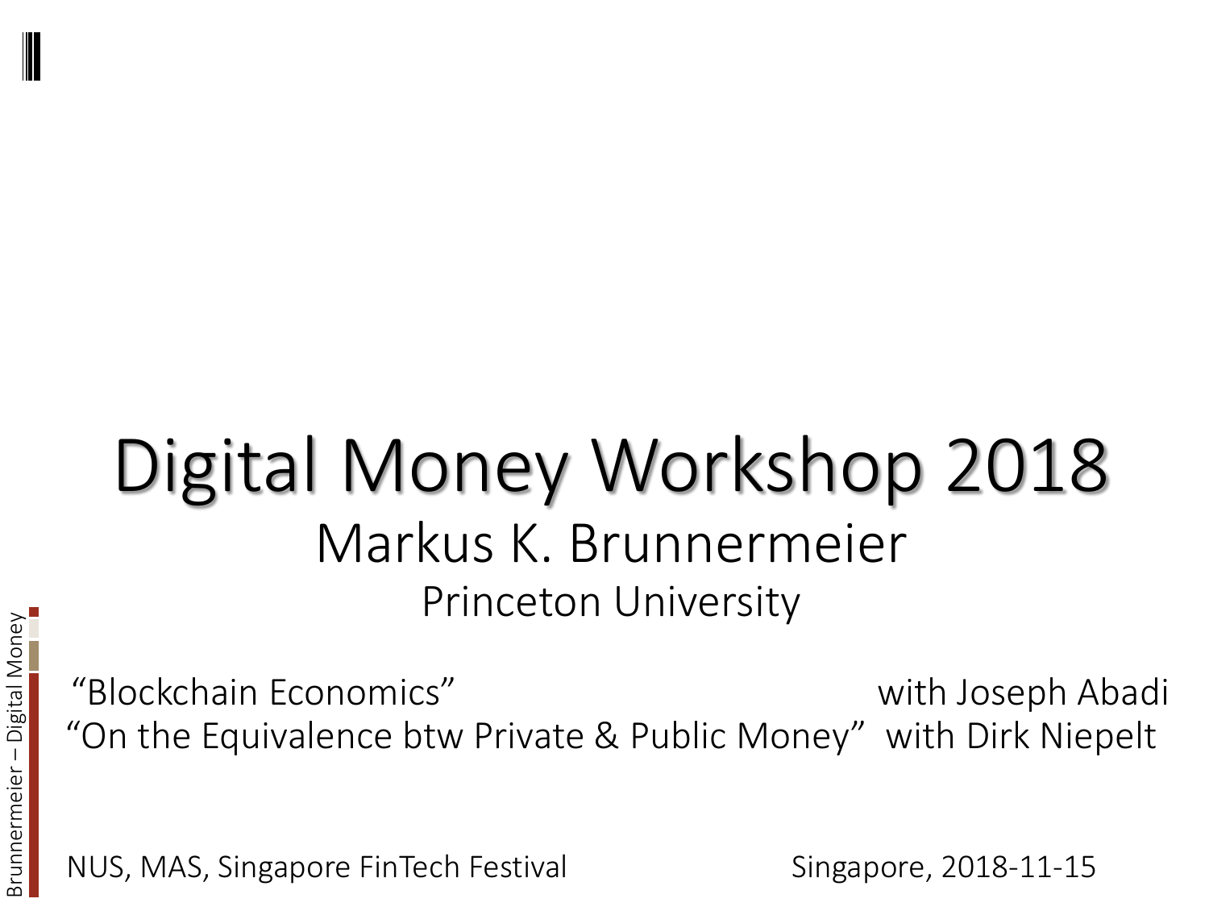# Digital Money Workshop 2018

Markus K. Brunnermeier

Princeton University

"Blockchain Economics" with Joseph Abadi

"On the Equivalence btw Private & Public Money" with Dirk Niepelt

NUS, MAS, Singapore FinTech Festival

Singapore, 2018-11-15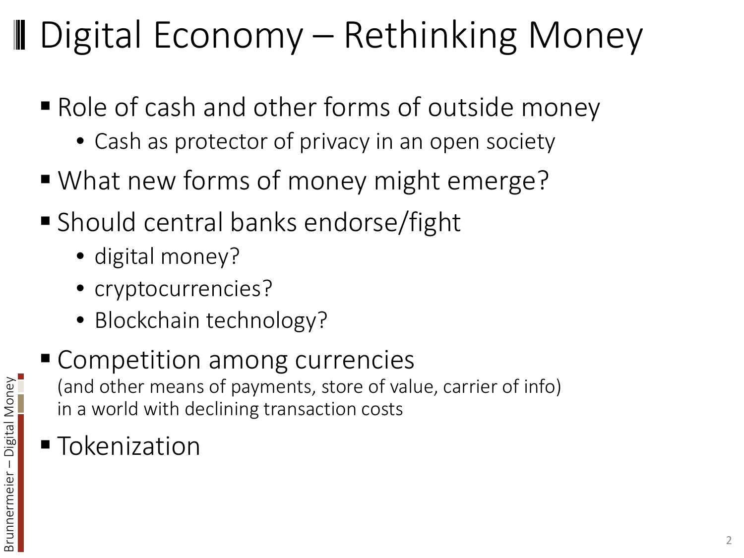# Digital Economy – Rethinking Money

- Role of cash and other forms of outside money
  - Cash as protector of privacy in an open society
- What new forms of money might emerge?
- Should central banks endorse/fight
  - digital money?
  - cryptocurrencies?
  - Blockchain technology?
- Competition among currencies
  (and other means of payments, store of value, carrier of info)
  in a world with declining transaction costs
- Tokenization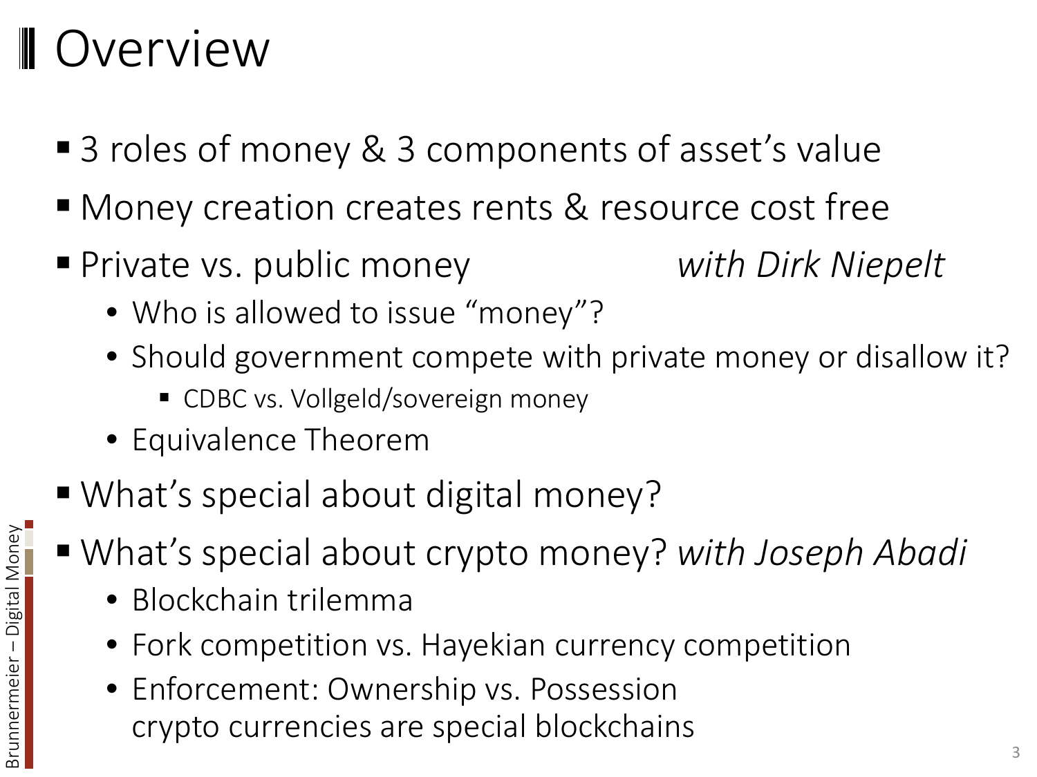# Overview

- 3 roles of money & 3 components of asset's value
- Money creation creates rents & resource cost free
- Private vs. public money *with Dirk Niepelt*
  - Who is allowed to issue "money"?
  - Should government compete with private money or disallow it?
    - CDBC vs. Vollgeld/sovereign money
  - Equivalence Theorem
- What's special about digital money?
- What's special about crypto money? *with Joseph Abadi*
  - Blockchain trilemma
  - Fork competition vs. Hayekian currency competition
  - Enforcement: Ownership vs. Possession
    crypto currencies are special blockchains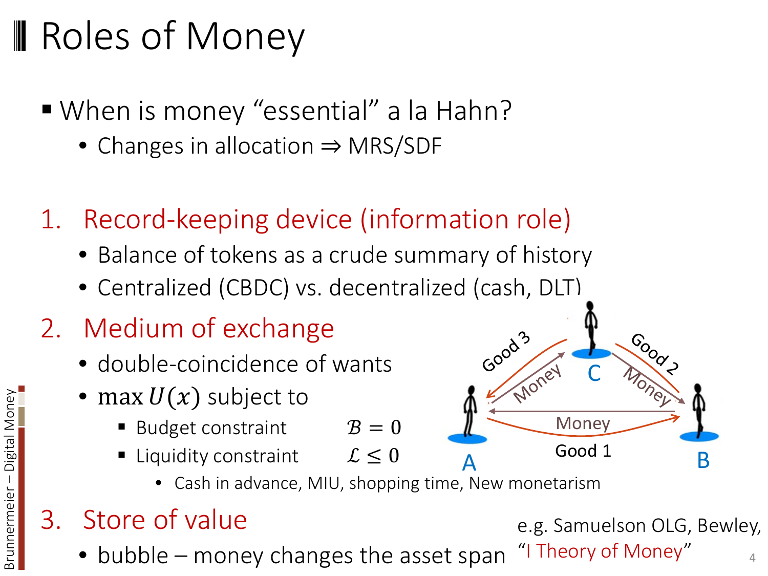# Roles of Money

- When is money "essential" a la Hahn?
  - Changes in allocation ⇒ MRS/SDF

1. Record-keeping device (information role)
   - Balance of tokens as a crude summary of history
   - Centralized (CBDC) vs. decentralized (cash, DLT)

2. Medium of exchange
   - double-coincidence of wants
   - $\max U(x)$ subject to
     - Budget constraint $\mathcal{B} = 0$
     - Liquidity constraint $\mathcal{L} \leq 0$
       - Cash in advance, MIU, shopping time, New monetarism

3. Store of value
   - bubble – money changes the asset span

e.g. Samuelson OLG, Bewley, "I Theory of Money"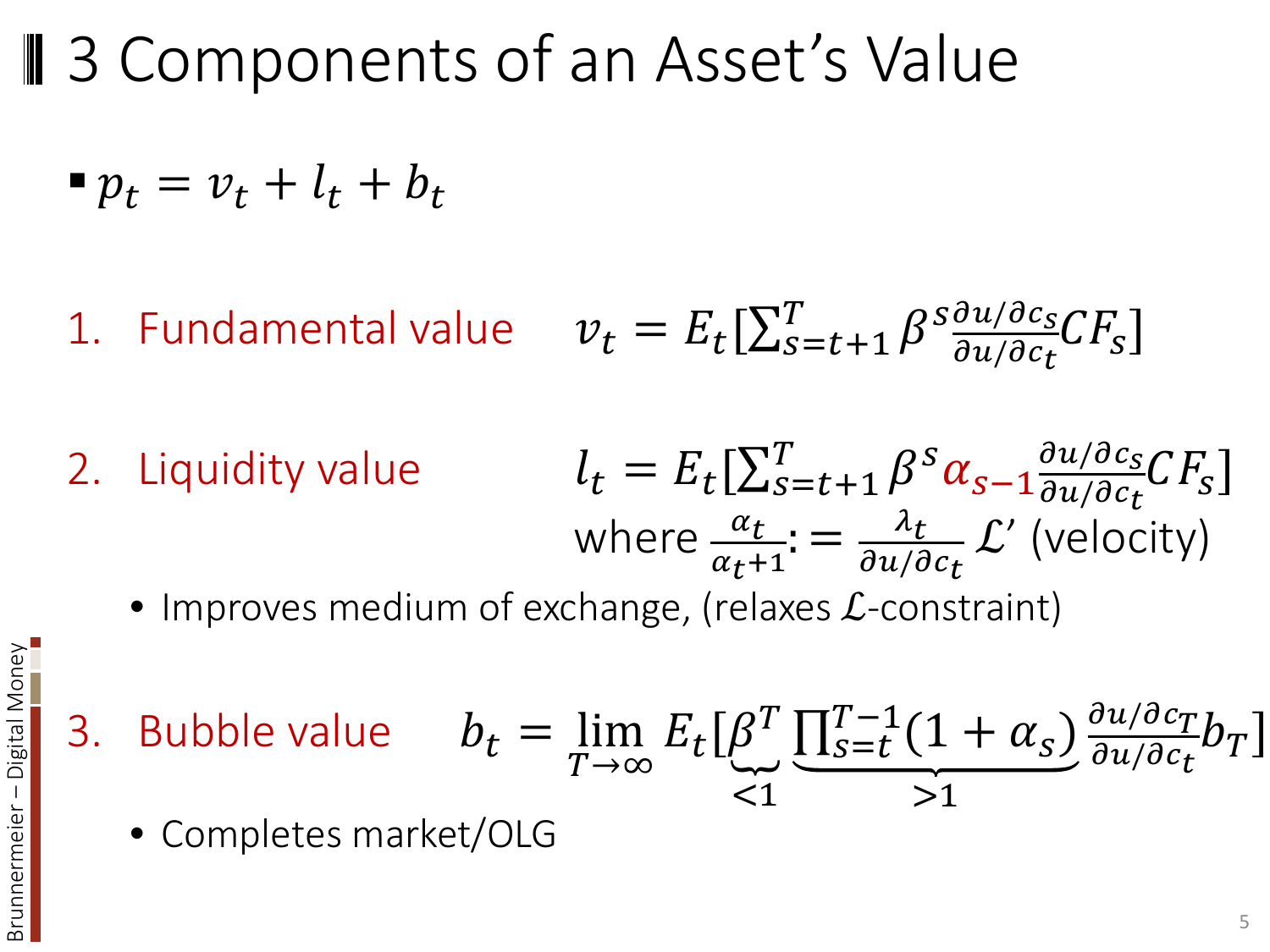# 3 Components of an Asset's Value

- $p_t = v_t + l_t + b_t$

1. Fundamental value $\quad v_t = E_t[\sum_{s=t+1}^{T} \beta^s \frac{\partial u/\partial c_s}{\partial u/\partial c_t} CF_s]$

2. Liquidity value $\quad l_t = E_t[\sum_{s=t+1}^{T} \beta^s \alpha_{s-1} \frac{\partial u/\partial c_s}{\partial u/\partial c_t} CF_s]$
   where $\frac{\alpha_t}{\alpha_{t+1}} := \frac{\lambda_t}{\partial u/\partial c_t} \mathcal{L}'$ (velocity)
   - Improves medium of exchange, (relaxes $\mathcal{L}$-constraint)

3. Bubble value $\quad b_t = \lim_{T\to\infty} E_t[\underbrace{\beta^T}_{<1} \underbrace{\prod_{s=t}^{T-1}(1+\alpha_s)}_{>1} \frac{\partial u/\partial c_T}{\partial u/\partial c_t} b_T]$
   - Completes market/OLG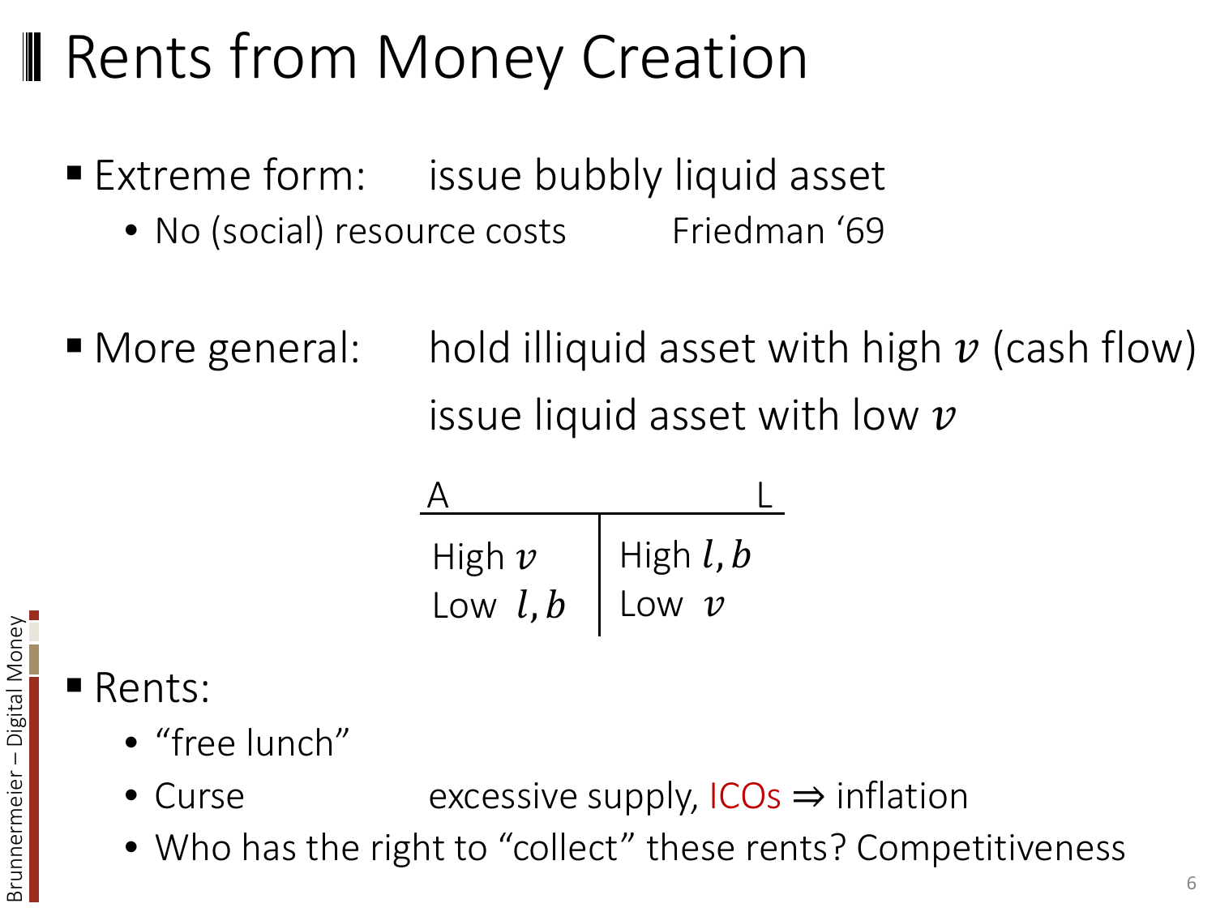# Rents from Money Creation

- Extreme form: issue bubbly liquid asset
  - No (social) resource costs Friedman '69

- More general: hold illiquid asset with high $v$ (cash flow)
  issue liquid asset with low $v$

| A | L |
|---|---|
| High $v$ | High $l, b$ |
| Low $l, b$ | Low $v$ |

- Rents:
  - "free lunch"
  - Curse excessive supply, ICOs ⇒ inflation
  - Who has the right to "collect" these rents? Competitiveness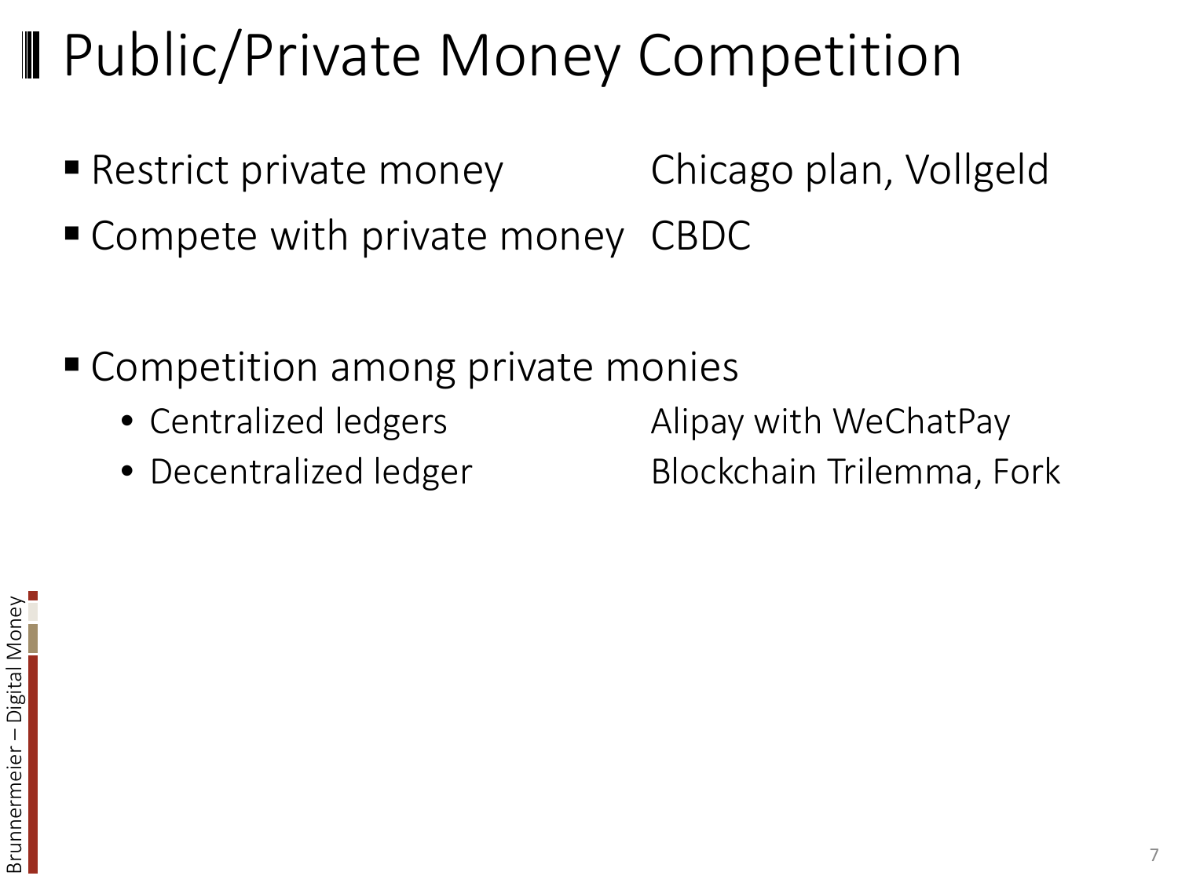# Public/Private Money Competition

- Restrict private money — Chicago plan, Vollgeld
- Compete with private money — CBDC

- Competition among private monies
  - Centralized ledgers — Alipay with WeChatPay
  - Decentralized ledger — Blockchain Trilemma, Fork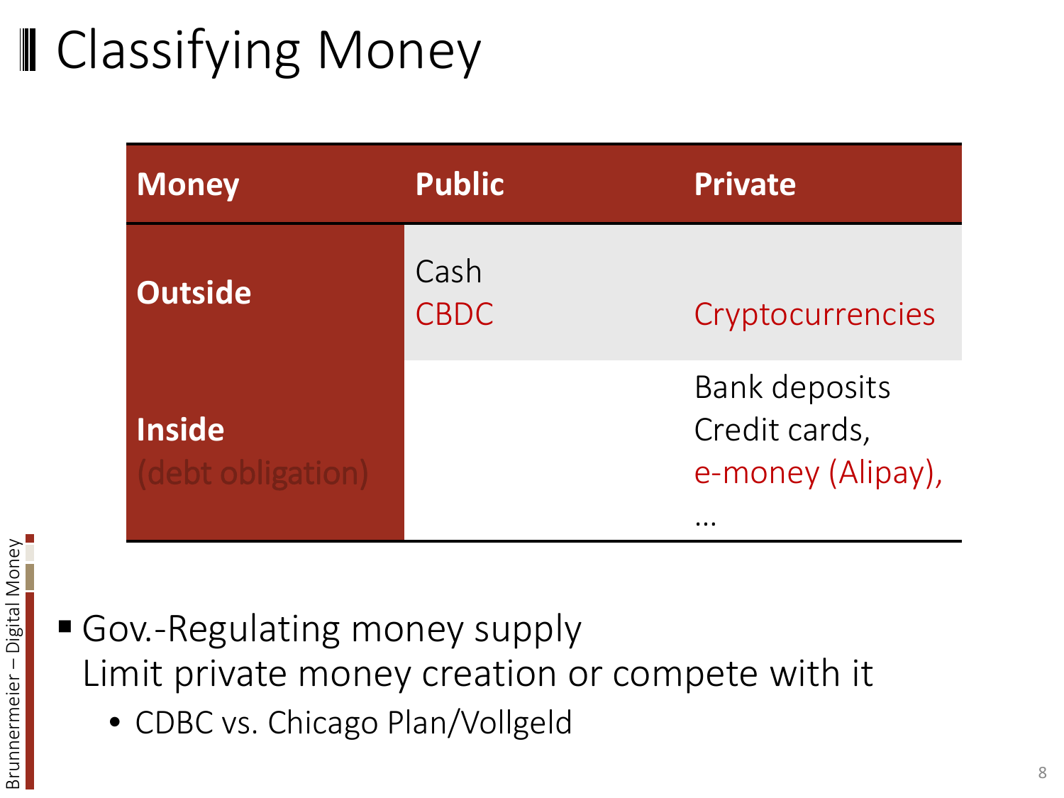# Classifying Money

| Money | Public | Private |
| --- | --- | --- |
| **Outside** | Cash<br>CBDC | Cryptocurrencies |
| **Inside** (debt obligation) | | Bank deposits<br>Credit cards,<br>e-money (Alipay),<br>… |

- Gov.-Regulating money supply
  Limit private money creation or compete with it
  - CDBC vs. Chicago Plan/Vollgeld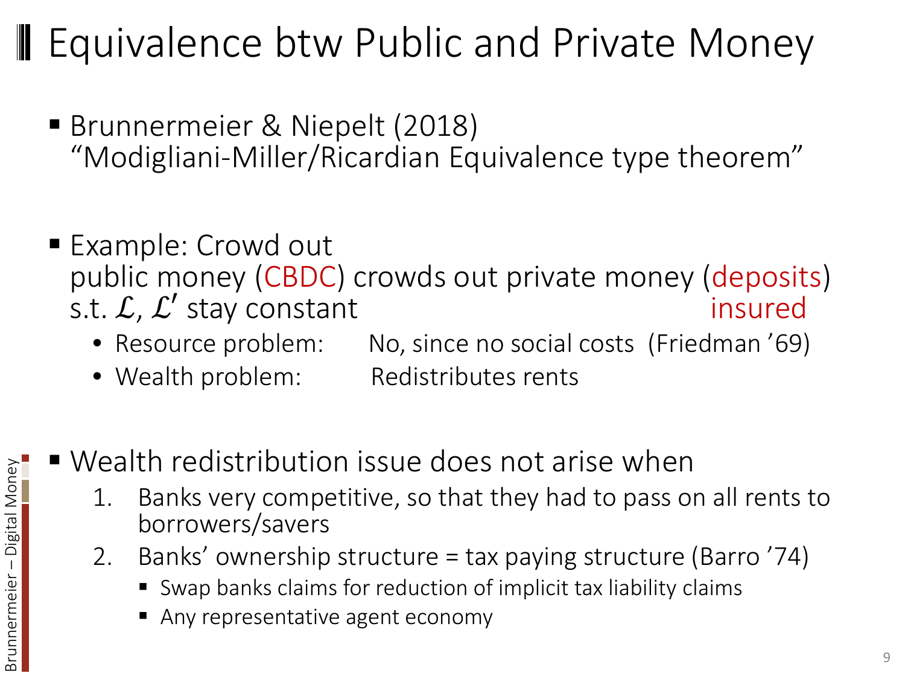# Equivalence btw Public and Private Money

- Brunnermeier & Niepelt (2018)
  "Modigliani-Miller/Ricardian Equivalence type theorem"

- Example: Crowd out
  public money (CBDC) crowds out private money (deposits)
  s.t. $\mathcal{L}$, $\mathcal{L}'$ stay constant insured
  - Resource problem: No, since no social costs (Friedman '69)
  - Wealth problem: Redistributes rents

- Wealth redistribution issue does not arise when
  1. Banks very competitive, so that they had to pass on all rents to borrowers/savers
  2. Banks' ownership structure = tax paying structure (Barro '74)
     - Swap banks claims for reduction of implicit tax liability claims
     - Any representative agent economy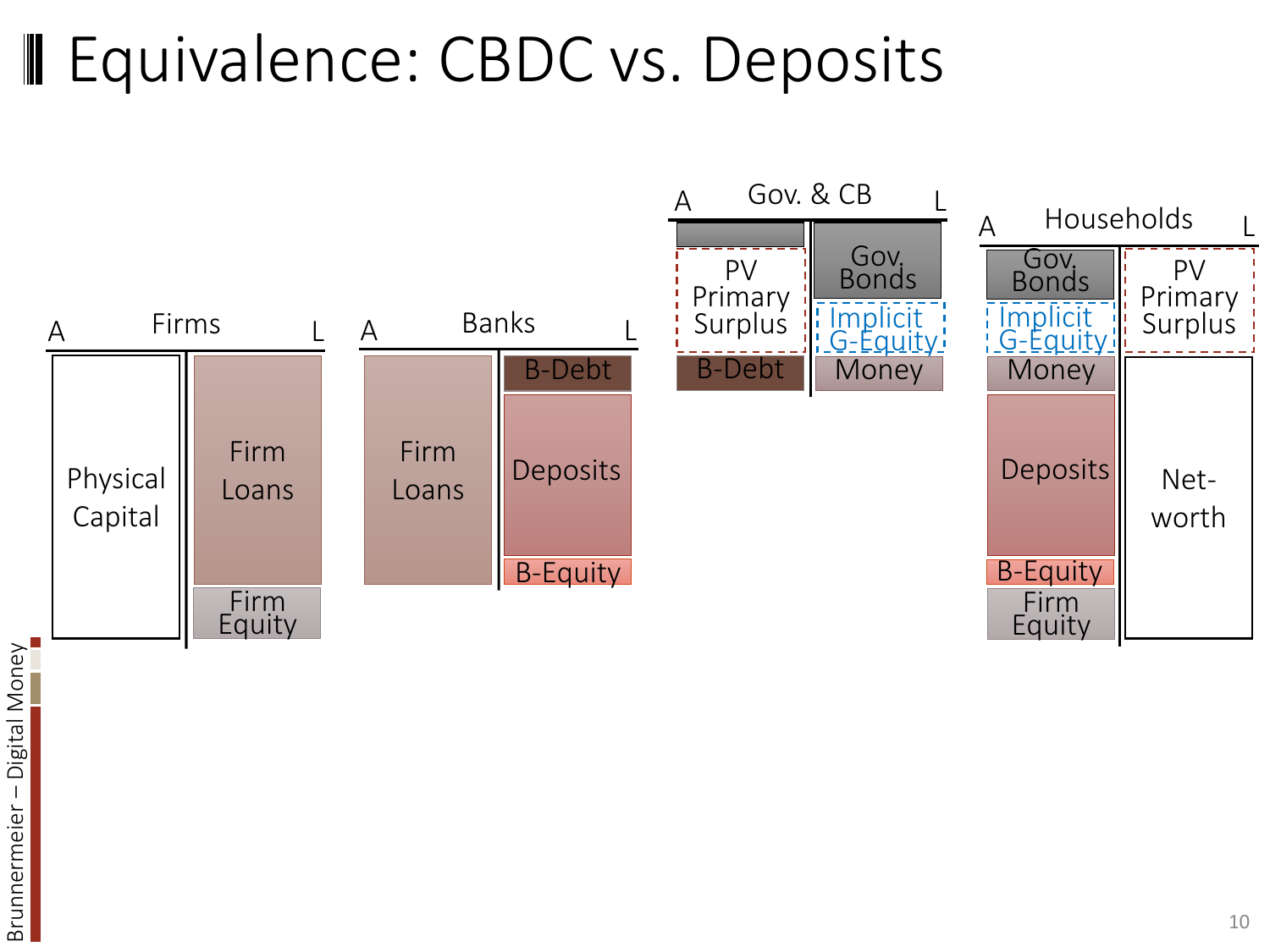# Equivalence: CBDC vs. Deposits

**Firms**

| A | L |
| --- | --- |
| Physical Capital | Firm Loans |
| | Firm Equity |

**Banks**

| A | L |
| --- | --- |
| Firm Loans | B-Debt |
| | Deposits |
| | B-Equity |

**Gov. & CB**

| A | L |
| --- | --- |
| | Gov. Bonds |
| PV Primary Surplus | Implicit G-Equity |
| B-Debt | Money |

**Households**

| A | L |
| --- | --- |
| Gov. Bonds | PV Primary Surplus |
| Implicit G-Equity | Net-worth |
| Money | |
| Deposits | |
| B-Equity | |
| Firm Equity | |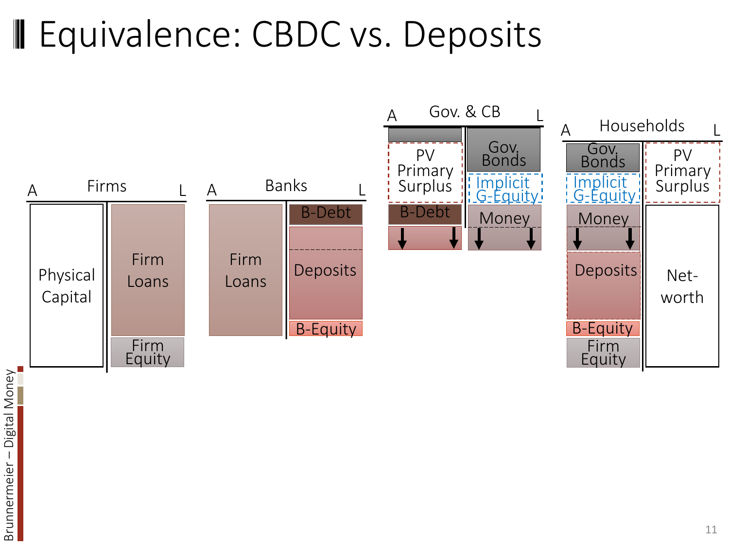# Equivalence: CBDC vs. Deposits

**Firms**

| A | L |
|---|---|
| Physical Capital | Firm Loans |
| | Firm Equity |

**Banks**

| A | L |
|---|---|
| Firm Loans | B-Debt |
| | Deposits |
| | B-Equity |

**Gov. & CB**

| A | L |
|---|---|
| PV Primary Surplus | Gov. Bonds |
| B-Debt | Implicit G-Equity |
| | Money |

**Households**

| A | L |
|---|---|
| Gov. Bonds | PV Primary Surplus |
| Implicit G-Equity | Net-worth |
| Money | |
| Deposits | |
| B-Equity | |
| Firm Equity | |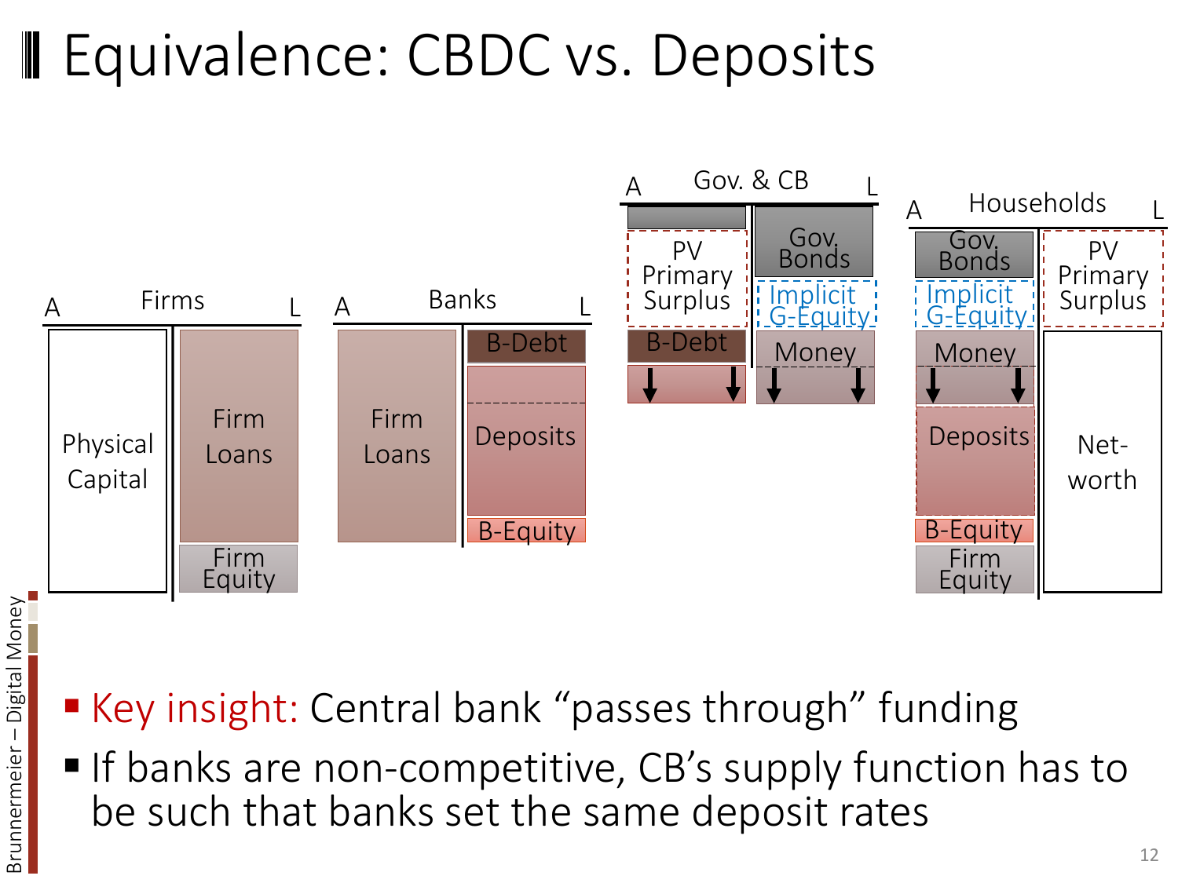# Equivalence: CBDC vs. Deposits

**Firms**

| A | L |
| --- | --- |
| Physical Capital | Firm Loans |
| | Firm Equity |

**Banks**

| A | L |
| --- | --- |
| Firm Loans | B-Debt |
| | Deposits |
| | B-Equity |

**Gov. & CB**

| A | L |
| --- | --- |
| PV Primary Surplus | Gov. Bonds |
| B-Debt | Implicit G-Equity |
| | Money |

**Households**

| A | L |
| --- | --- |
| Gov. Bonds | PV Primary Surplus |
| Implicit G-Equity | Net-worth |
| Money | |
| Deposits | |
| B-Equity | |
| Firm Equity | |

- Key insight: Central bank "passes through" funding
- If banks are non-competitive, CB's supply function has to be such that banks set the same deposit rates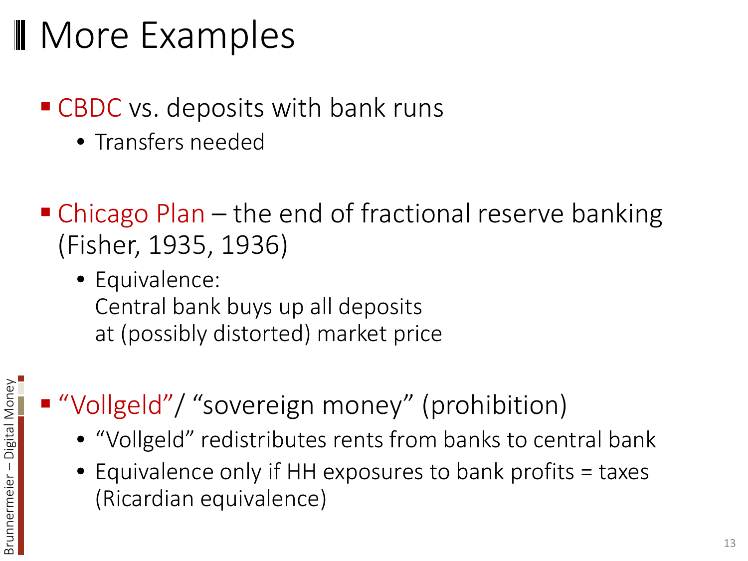# More Examples

- CBDC vs. deposits with bank runs
  - Transfers needed

- Chicago Plan – the end of fractional reserve banking (Fisher, 1935, 1936)
  - Equivalence:
    Central bank buys up all deposits
    at (possibly distorted) market price

- "Vollgeld"/ "sovereign money" (prohibition)
  - "Vollgeld" redistributes rents from banks to central bank
  - Equivalence only if HH exposures to bank profits = taxes (Ricardian equivalence)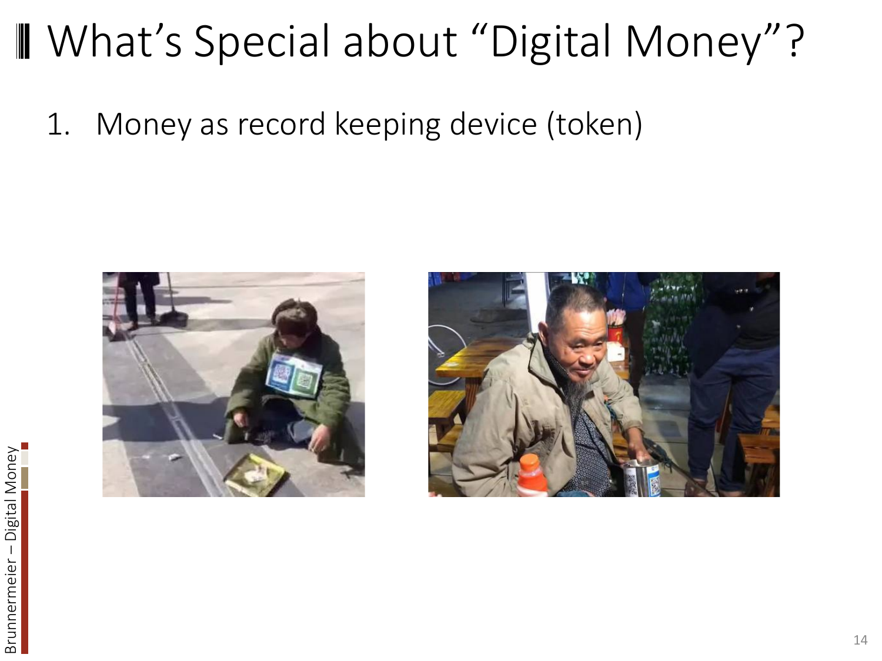# What's Special about "Digital Money"?

1. Money as record keeping device (token)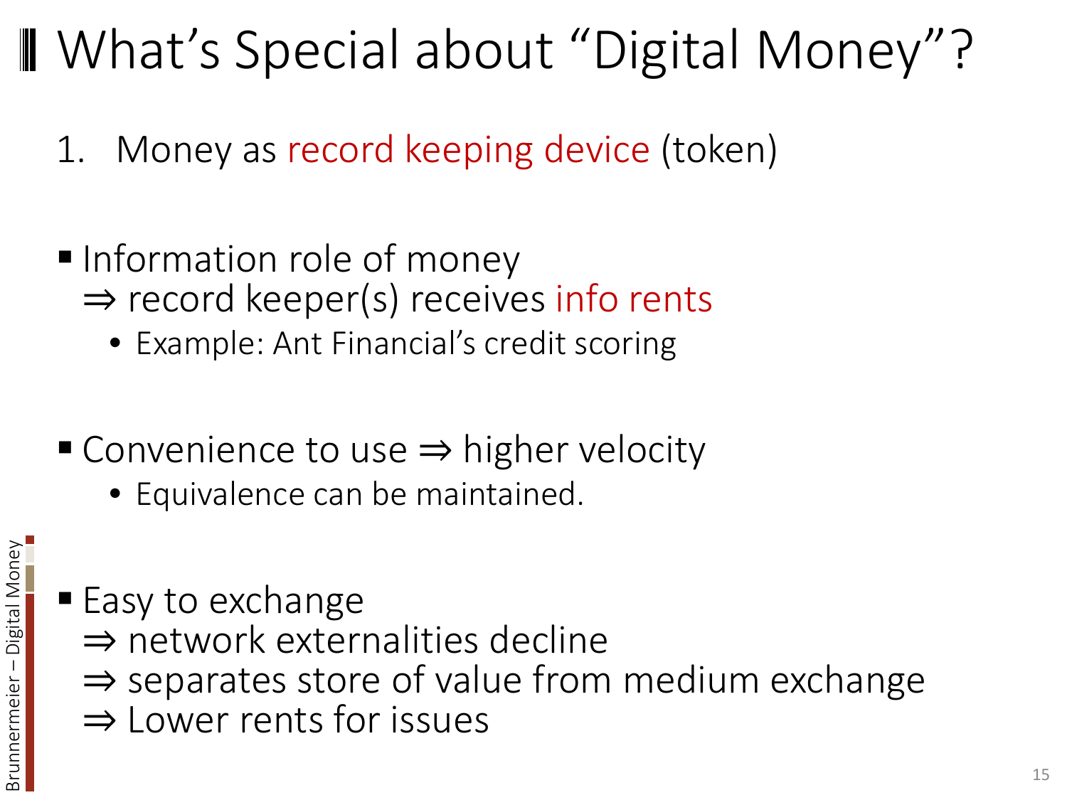# What's Special about "Digital Money"?

1. Money as record keeping device (token)

- Information role of money
  ⇒ record keeper(s) receives info rents
  - Example: Ant Financial's credit scoring

- Convenience to use ⇒ higher velocity
  - Equivalence can be maintained.

- Easy to exchange
  ⇒ network externalities decline
  ⇒ separates store of value from medium exchange
  ⇒ Lower rents for issues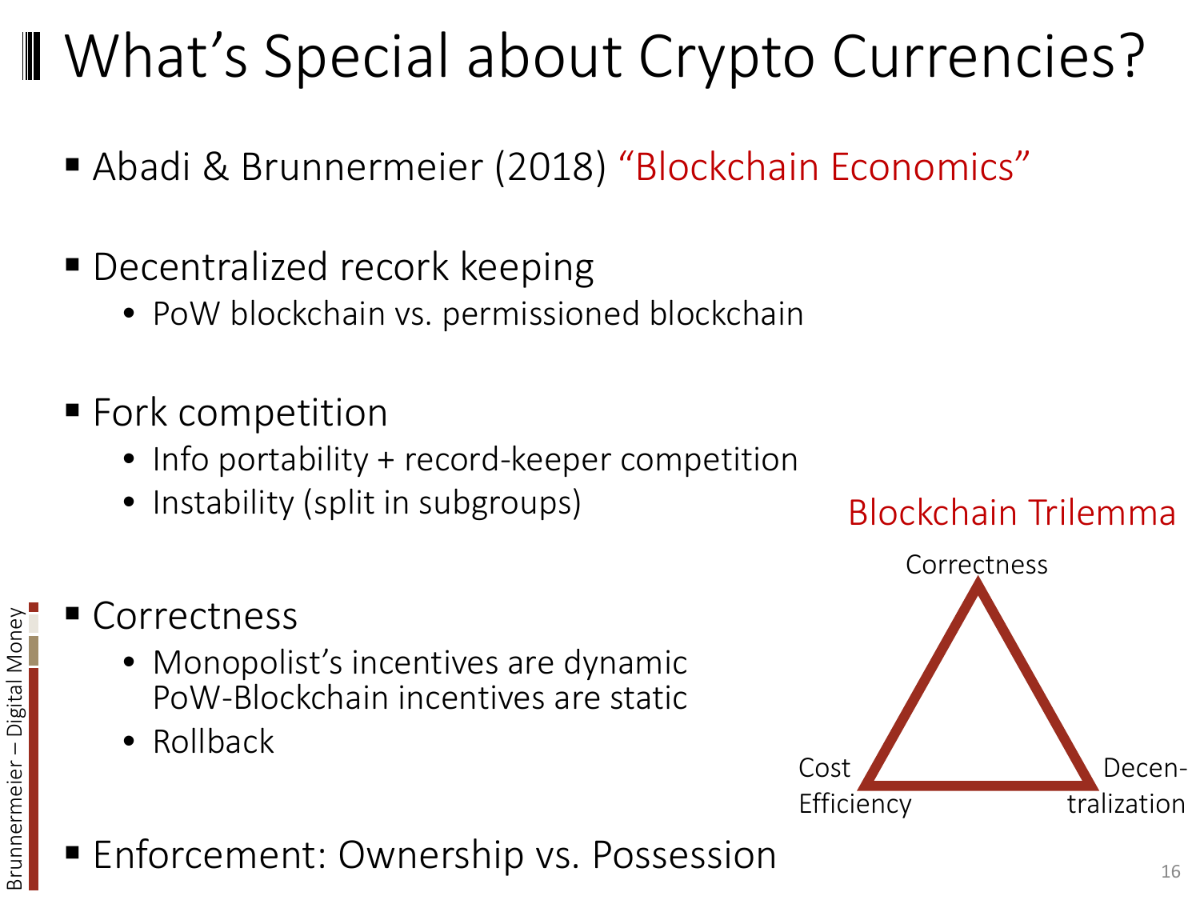# What's Special about Crypto Currencies?

- Abadi & Brunnermeier (2018) "Blockchain Economics"

- Decentralized recork keeping
  - PoW blockchain vs. permissioned blockchain

- Fork competition
  - Info portability + record-keeper competition
  - Instability (split in subgroups)

- Correctness
  - Monopolist's incentives are dynamic
    PoW-Blockchain incentives are static
  - Rollback

- Enforcement: Ownership vs. Possession

Blockchain Trilemma

Correctness

Cost Efficiency

Decen-tralization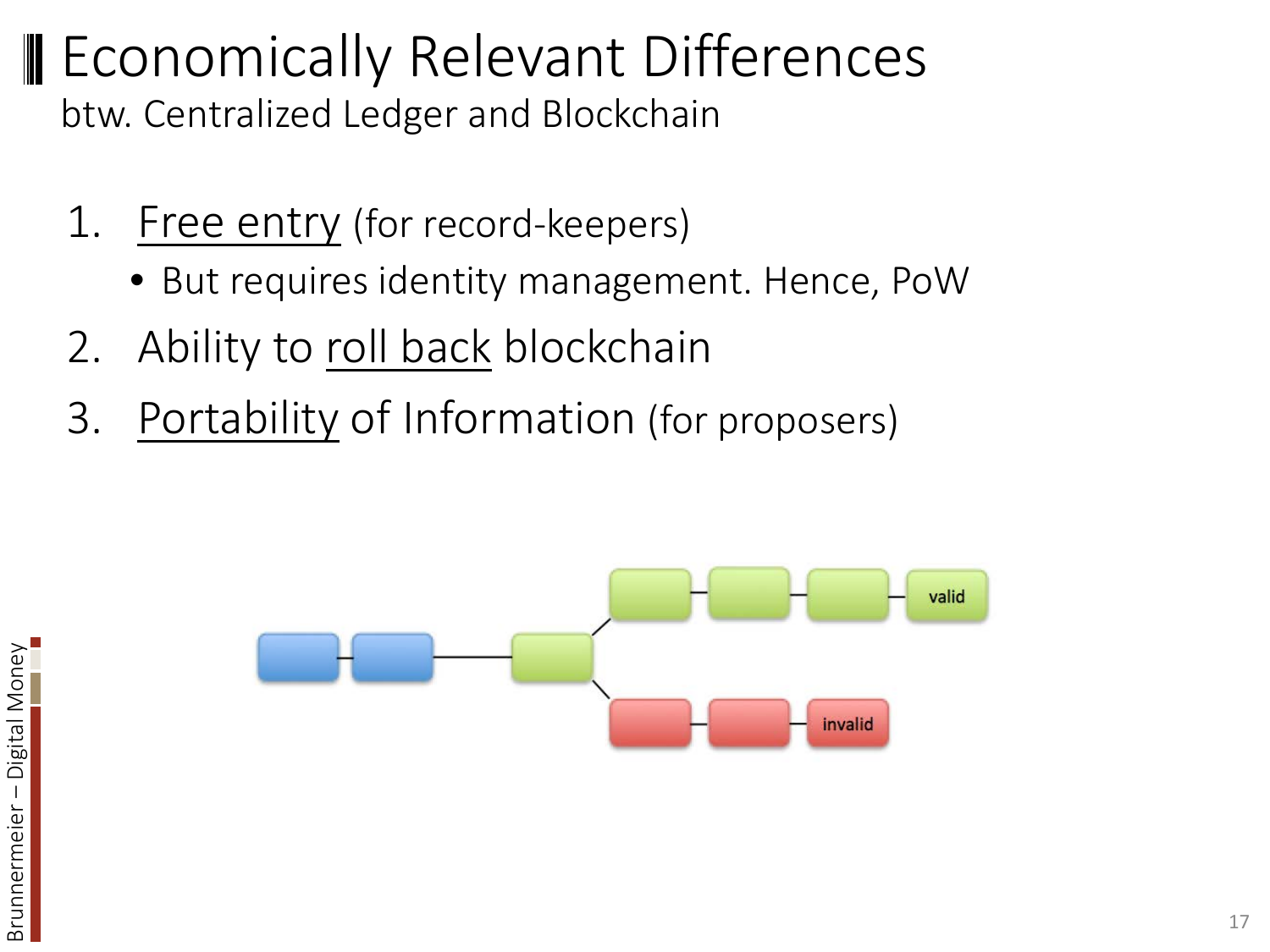# Economically Relevant Differences

btw. Centralized Ledger and Blockchain

1. <u>Free entry</u> (for record-keepers)
   - But requires identity management. Hence, PoW
2. Ability to <u>roll back</u> blockchain
3. <u>Portability</u> of Information (for proposers)

valid

invalid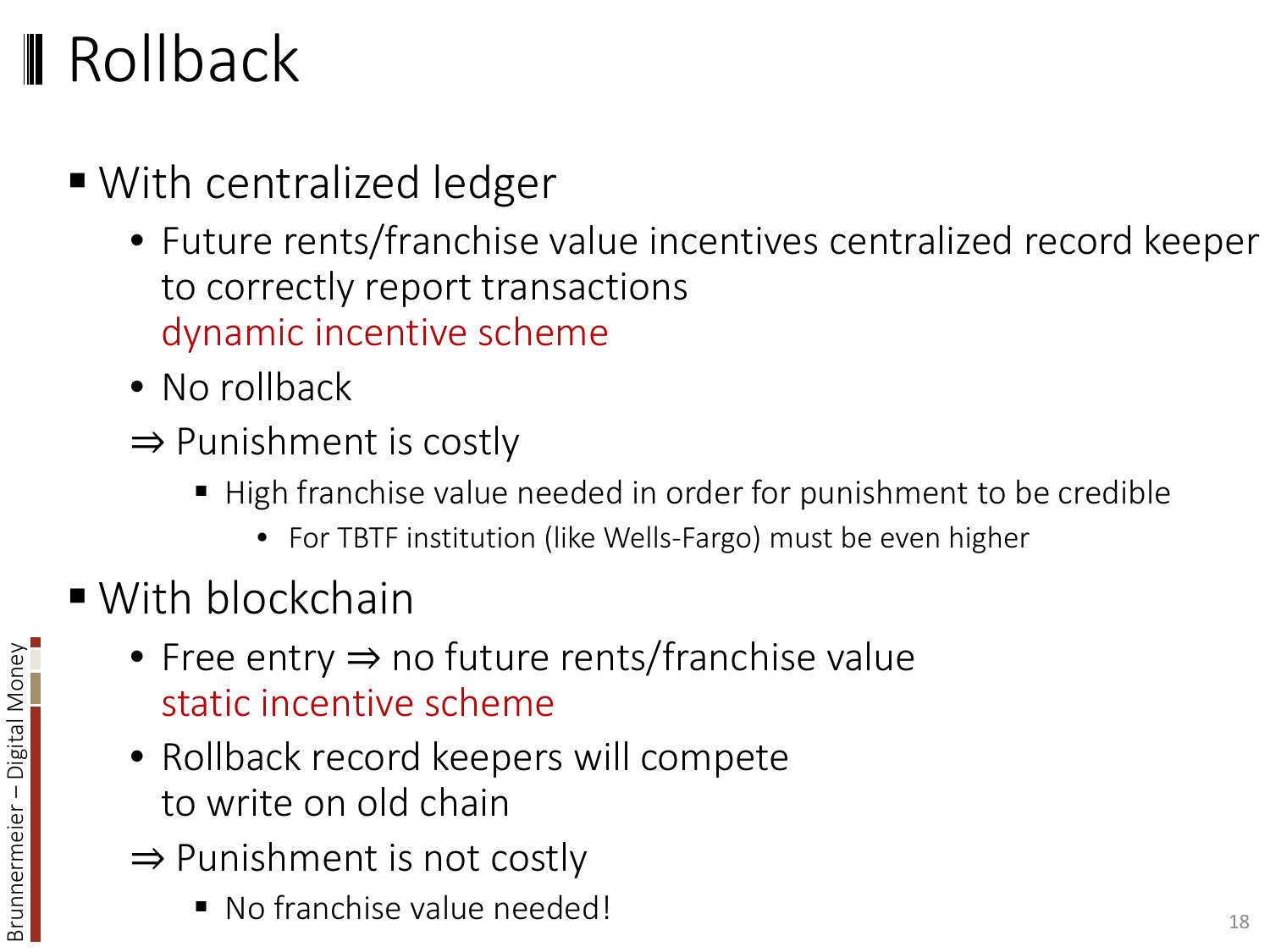# Rollback

- With centralized ledger
  - Future rents/franchise value incentives centralized record keeper to correctly report transactions
    dynamic incentive scheme
  - No rollback
  
  ⇒ Punishment is costly
    - High franchise value needed in order for punishment to be credible
      - For TBTF institution (like Wells-Fargo) must be even higher
- With blockchain
  - Free entry ⇒ no future rents/franchise value
    static incentive scheme
  - Rollback record keepers will compete to write on old chain
  
  ⇒ Punishment is not costly
    - No franchise value needed!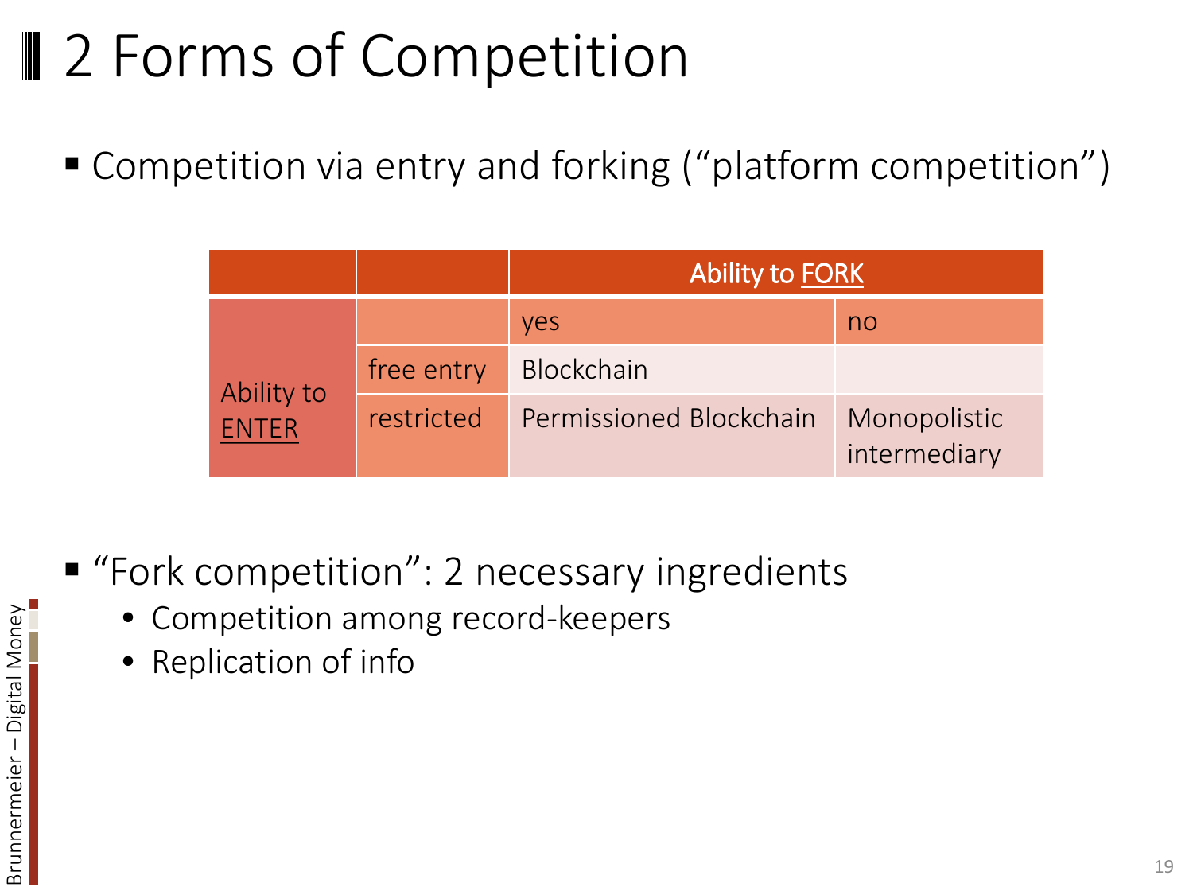# 2 Forms of Competition

- Competition via entry and forking ("platform competition")

| | | Ability to FORK | |
|---|---|---|---|
| | | yes | no |
| Ability to ENTER | free entry | Blockchain | |
| | restricted | Permissioned Blockchain | Monopolistic intermediary |

- "Fork competition": 2 necessary ingredients
  - Competition among record-keepers
  - Replication of info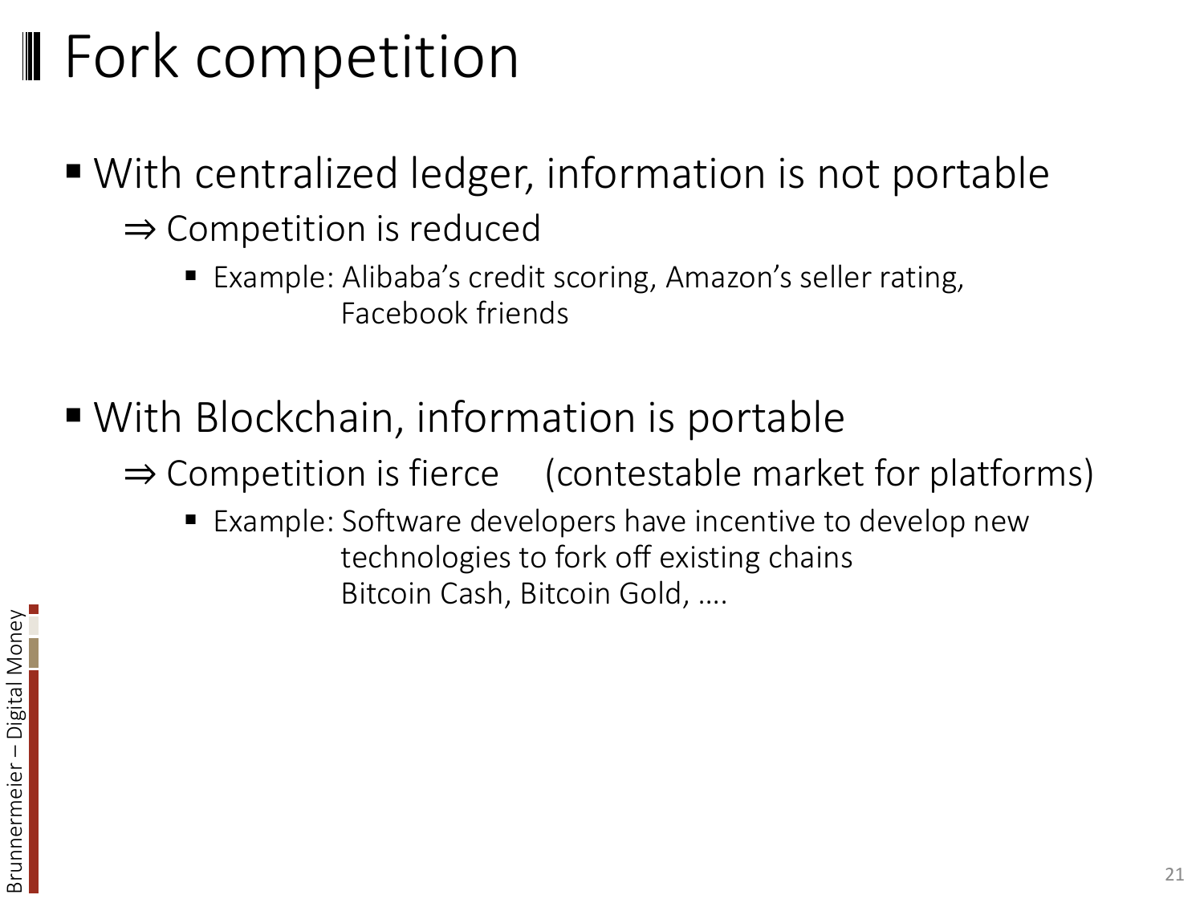# Fork competition

- With centralized ledger, information is not portable

  ⇒ Competition is reduced

  - Example: Alibaba's credit scoring, Amazon's seller rating, Facebook friends

- With Blockchain, information is portable

  ⇒ Competition is fierce (contestable market for platforms)

  - Example: Software developers have incentive to develop new technologies to fork off existing chains
    Bitcoin Cash, Bitcoin Gold, ….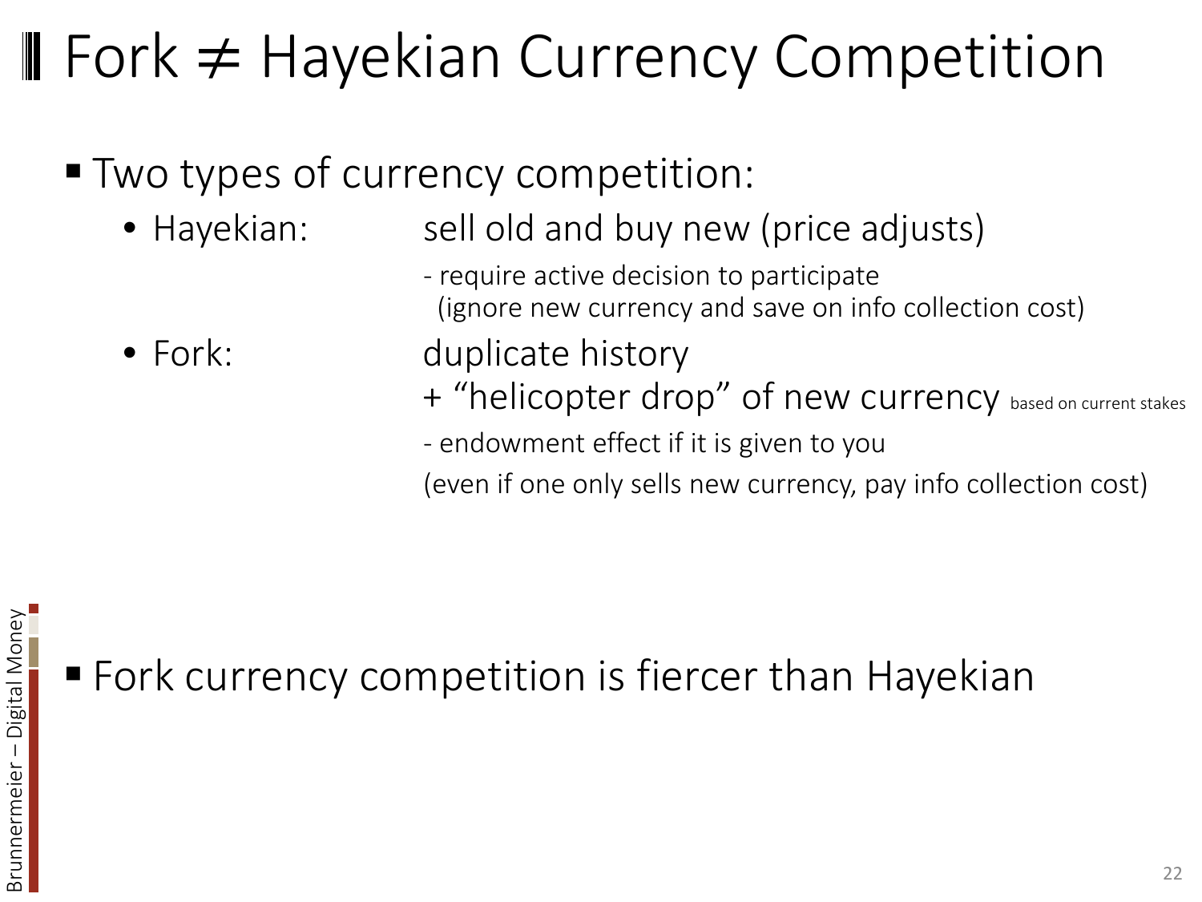# Fork ≠ Hayekian Currency Competition

- Two types of currency competition:
  - Hayekian: sell old and buy new (price adjusts)
    - require active decision to participate (ignore new currency and save on info collection cost)
  - Fork: duplicate history + "helicopter drop" of new currency based on current stakes
    - endowment effect if it is given to you

      (even if one only sells new currency, pay info collection cost)

- Fork currency competition is fiercer than Hayekian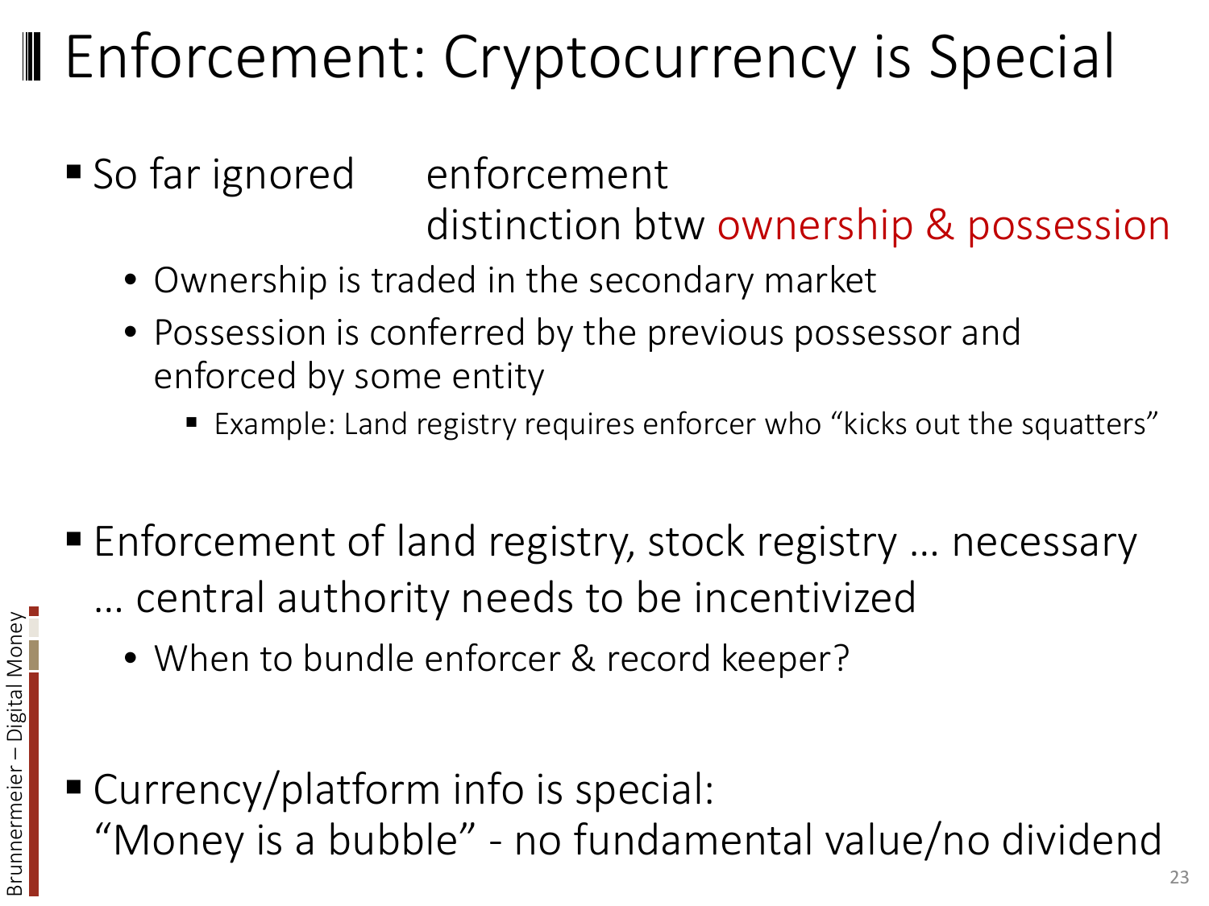# Enforcement: Cryptocurrency is Special

- So far ignored enforcement
  distinction btw ownership & possession
  - Ownership is traded in the secondary market
  - Possession is conferred by the previous possessor and enforced by some entity
    - Example: Land registry requires enforcer who "kicks out the squatters"

- Enforcement of land registry, stock registry … necessary
  … central authority needs to be incentivized
  - When to bundle enforcer & record keeper?

- Currency/platform info is special:
  "Money is a bubble" - no fundamental value/no dividend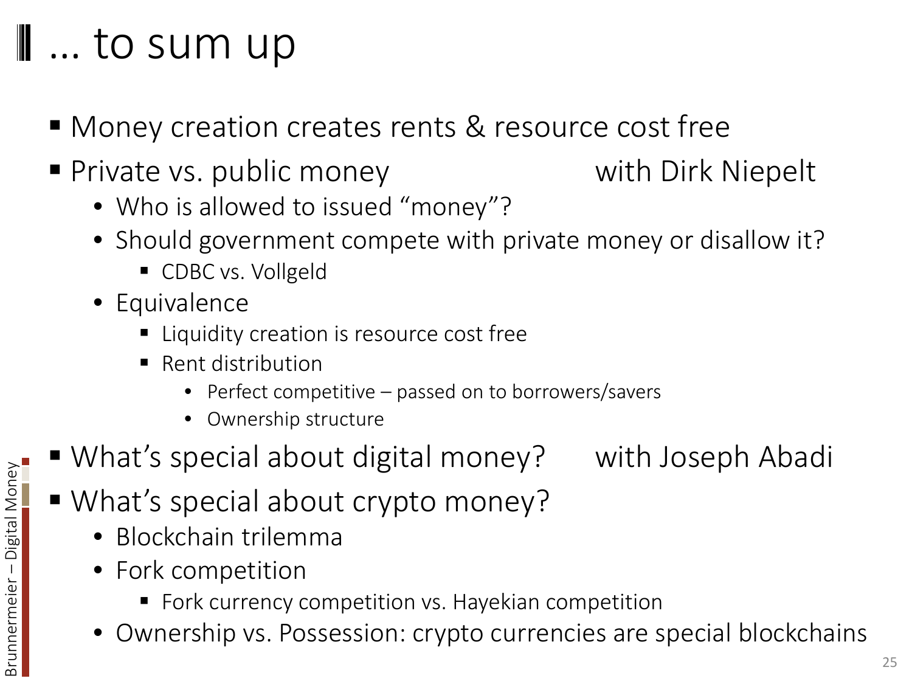# … to sum up

- Money creation creates rents & resource cost free
- Private vs. public money with Dirk Niepelt
  - Who is allowed to issued "money"?
  - Should government compete with private money or disallow it?
    - CDBC vs. Vollgeld
  - Equivalence
    - Liquidity creation is resource cost free
    - Rent distribution
      - Perfect competitive – passed on to borrowers/savers
      - Ownership structure
- What's special about digital money? with Joseph Abadi
- What's special about crypto money?
  - Blockchain trilemma
  - Fork competition
    - Fork currency competition vs. Hayekian competition
  - Ownership vs. Possession: crypto currencies are special blockchains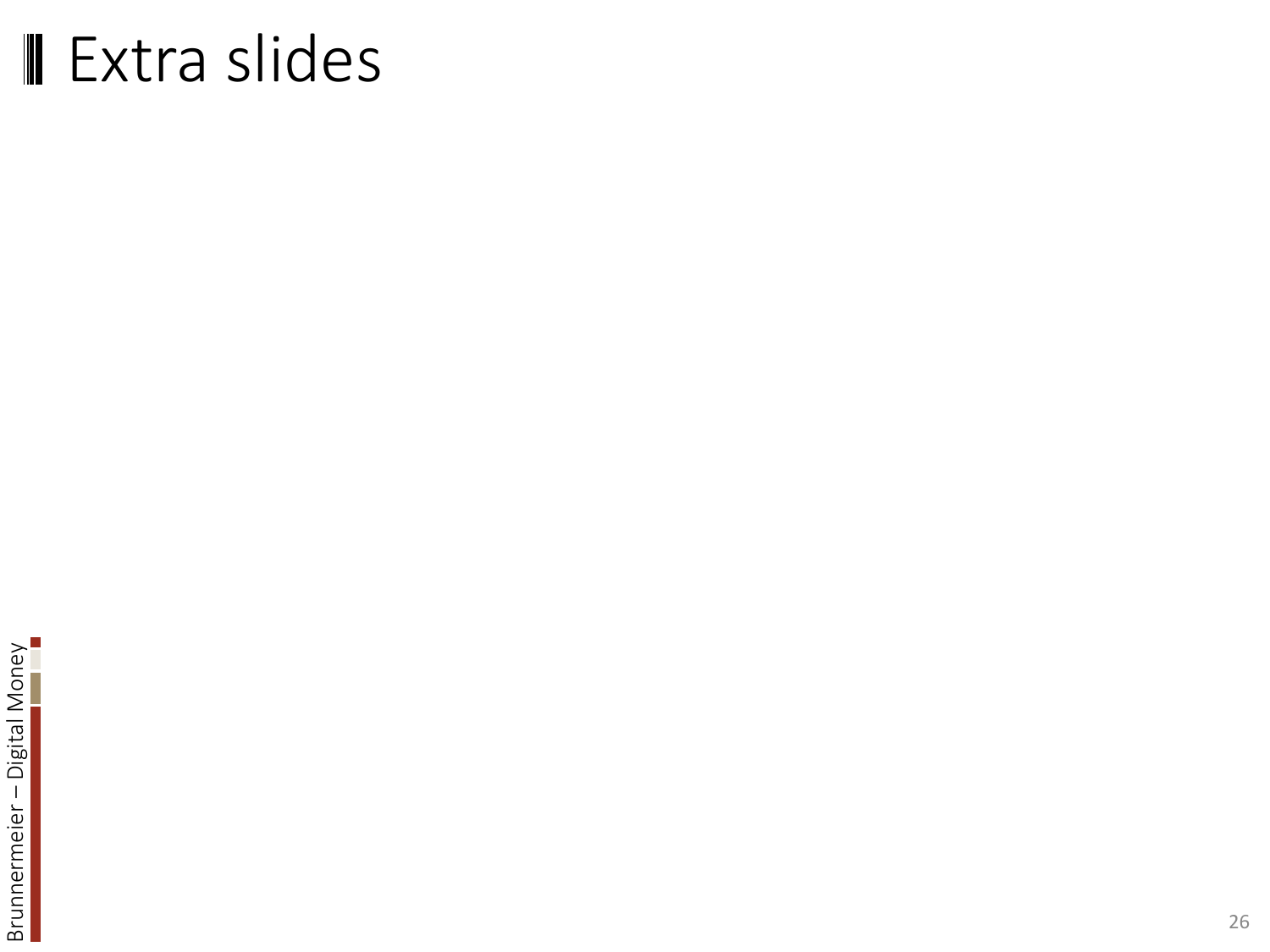# Extra slides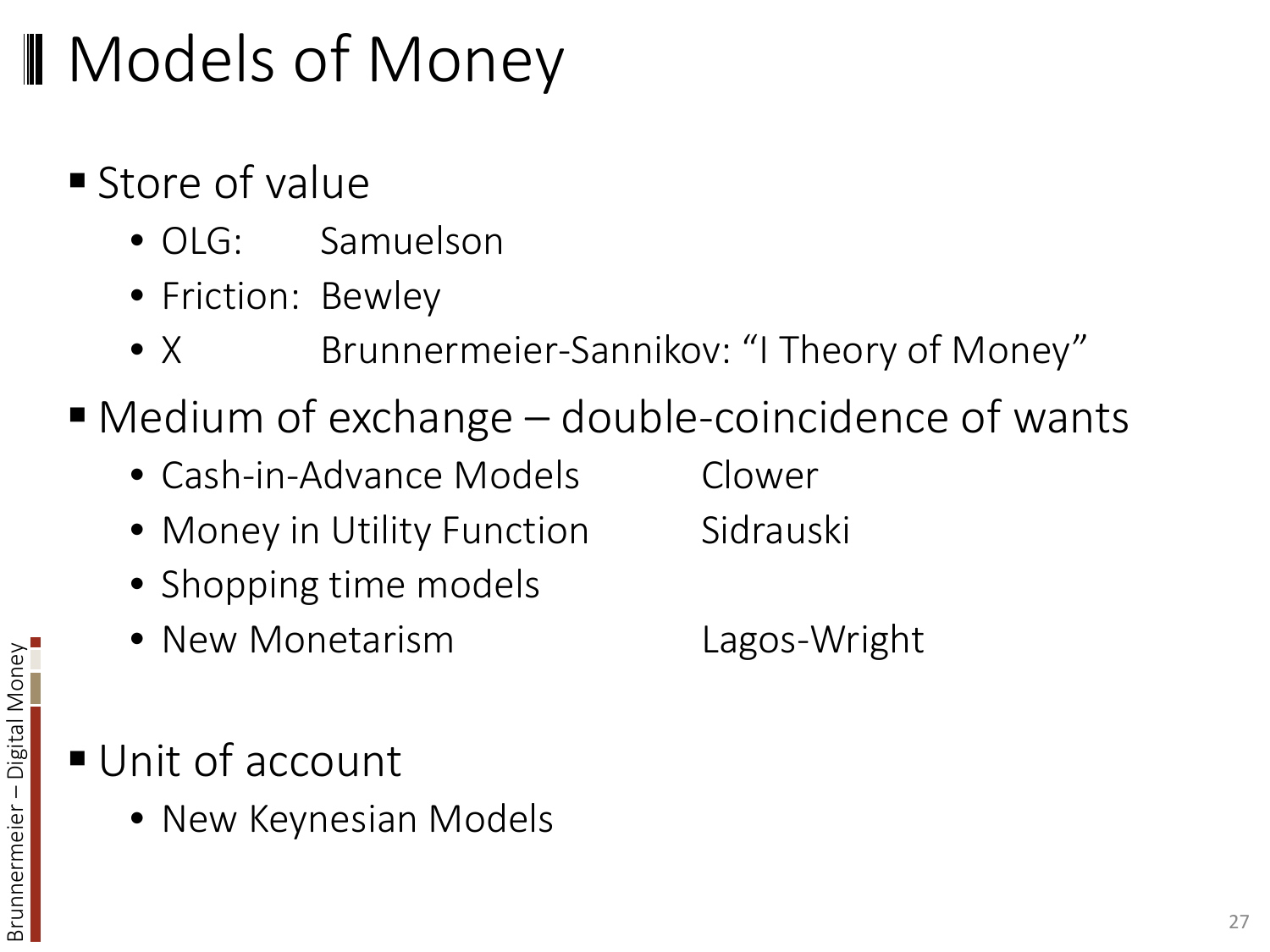# Models of Money

- Store of value
  - OLG: Samuelson
  - Friction: Bewley
  - X Brunnermeier-Sannikov: “I Theory of Money”
- Medium of exchange – double-coincidence of wants
  - Cash-in-Advance Models Clower
  - Money in Utility Function Sidrauski
  - Shopping time models
  - New Monetarism Lagos-Wright
- Unit of account
  - New Keynesian Models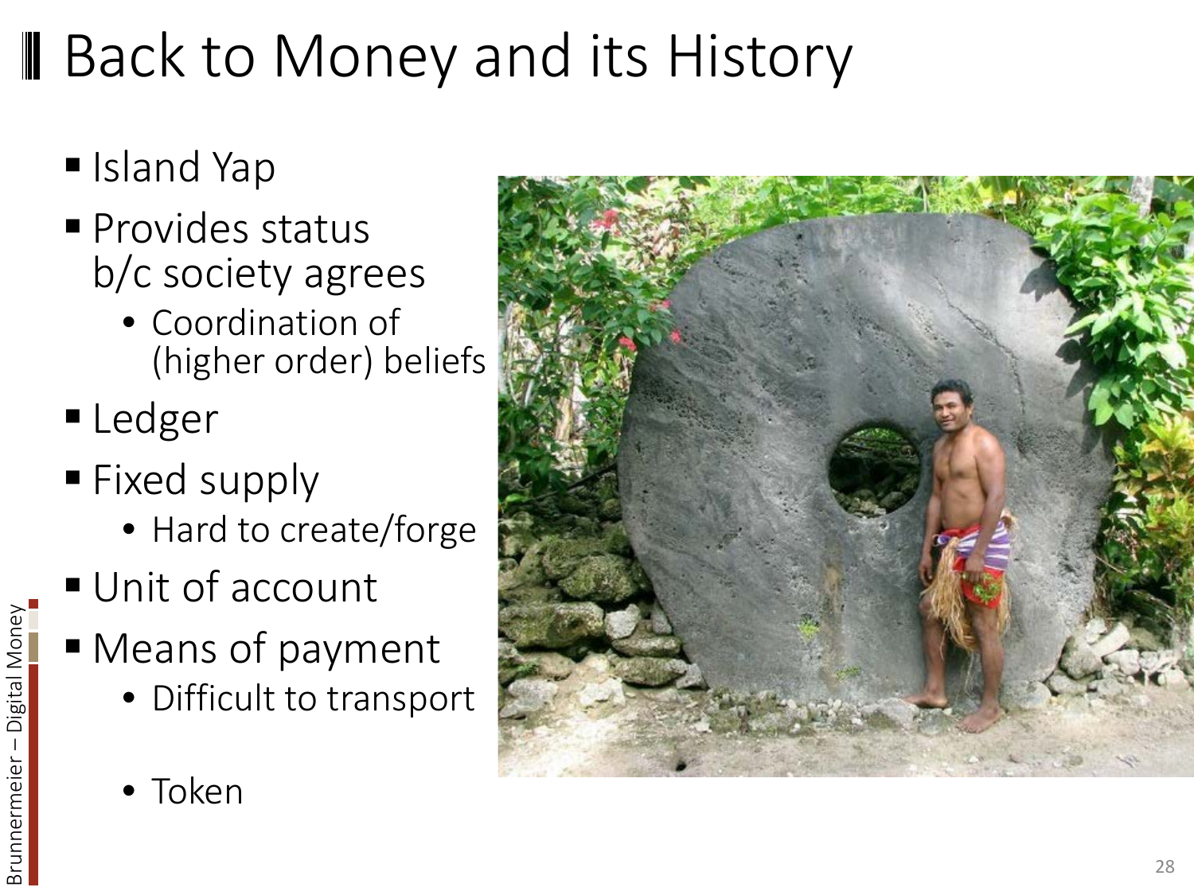# Back to Money and its History

- Island Yap
- Provides status b/c society agrees
  - Coordination of (higher order) beliefs
- Ledger
- Fixed supply
  - Hard to create/forge
- Unit of account
- Means of payment
  - Difficult to transport

  - Token